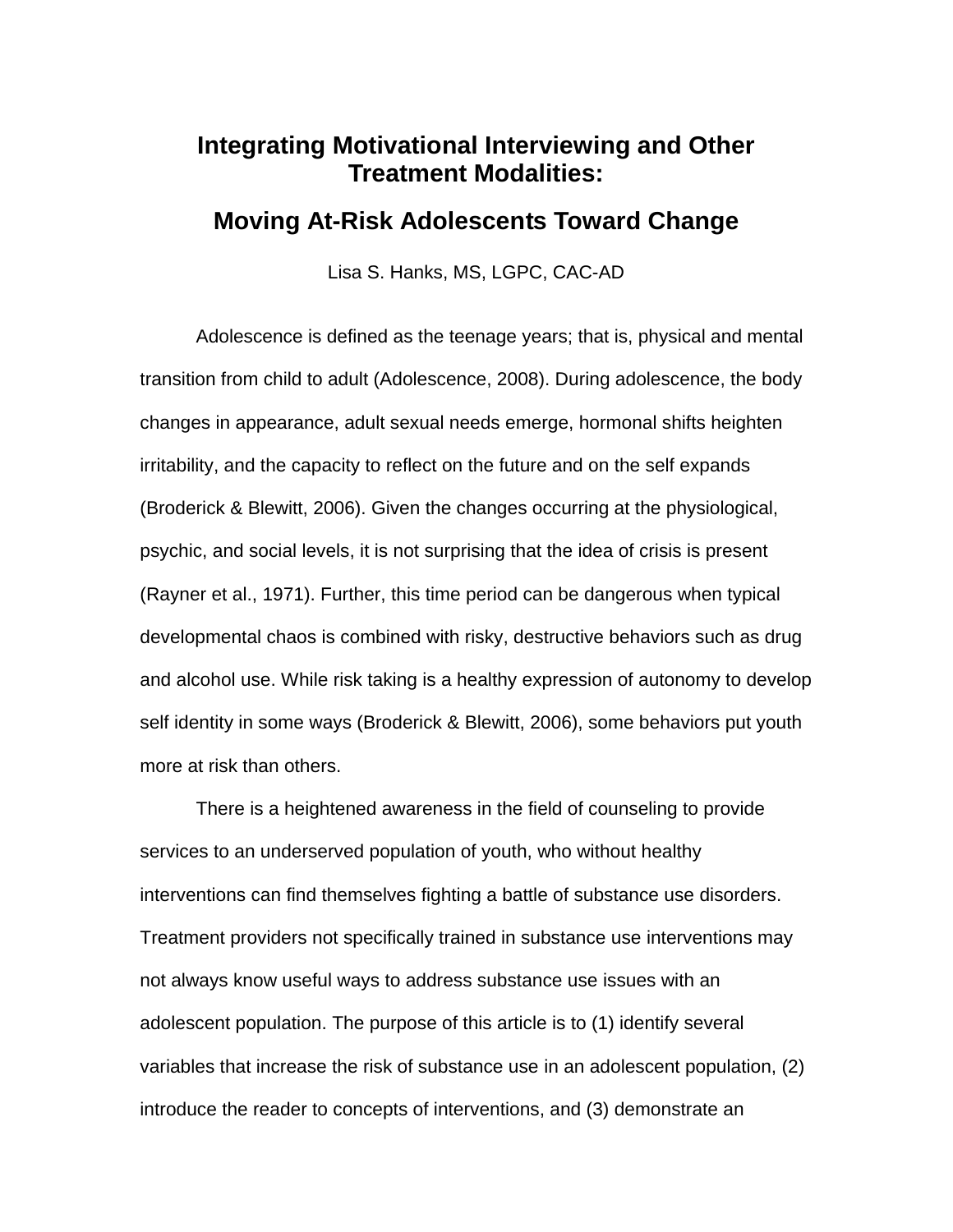# Integrating Motivational Interviewing and Other Treatment Modalities:

## Moving At-Risk Adolescents Toward Change

Lisa S. Hanks, MS, LGPC, CAC-AD

Adolescence is defined as the teenage years; that is, physical and mental transition from child to adult (Adolescence, 2008). During adolescence, the body changes in appearance, adult sexual needs emerge, hormonal shifts heighten irritability, and the capacity to reflect on the future and on the self expands (Broderick & Blewitt, 2006). Given the changes occurring at the physiological, psychic, and social levels, it is not surprising that the idea of crisis is present (Rayner et al., 1971). Further, this time period can be dangerous when typical developmental chaos is combined with risky, destructive behaviors such as drug and alcohol use. While risk taking is a healthy expression of autonomy to develop self identity in some ways (Broderick & Blewitt, 2006), some behaviors put youth more at risk than others.

There is a heightened awareness in the field of counseling to provide services to an underserved population of youth, who without healthy interventions can find themselves fighting a battle of substance use disorders. Treatment providers not specifically trained in substance use interventions may not always know useful ways to address substance use issues with an adolescent population. The purpose of this article is to (1) identify several variables that increase the risk of substance use in an adolescent population, (2) introduce the reader to concepts of interventions, and (3) demonstrate an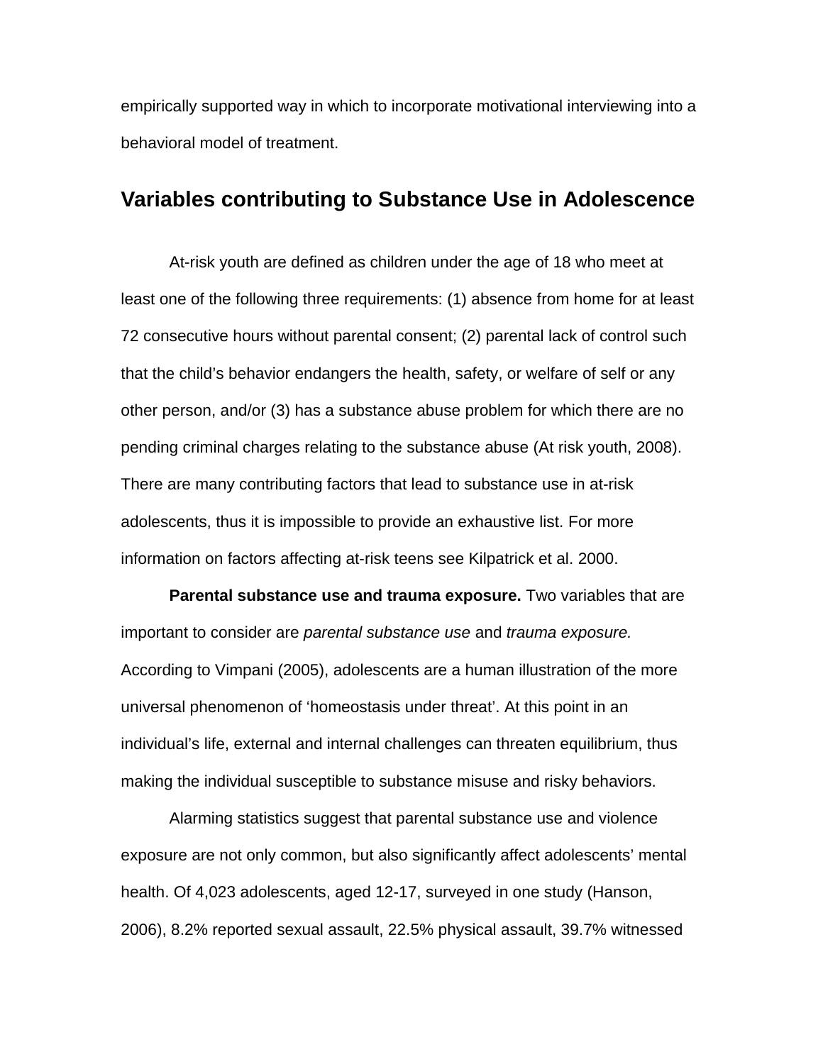empirically supported way in which to incorporate motivational interviewing into a behavioral model of treatment.

## Variables contributing to Substance Use in Adolescence

At-risk youth are defined as children under the age of 18 who meet at least one of the following three requirements: (1) absence from home for at least 72 consecutive hours without parental consent; (2) parental lack of control such that the child's behavior endangers the health, safety, or welfare of self or any other person, and/or (3) has a substance abuse problem for which there are no pending criminal charges relating to the substance abuse (At risk youth, 2008). There are many contributing factors that lead to substance use in at-risk adolescents, thus it is impossible to provide an exhaustive list. For more information on factors affecting at-risk teens see Kilpatrick et al. 2000.

**Parental substance use and trauma exposure.** Two variables that are important to consider are *parental substance use* and *trauma exposure.* According to Vimpani (2005), adolescents are a human illustration of the more universal phenomenon of 'homeostasis under threat'. At this point in an individual's life, external and internal challenges can threaten equilibrium, thus making the individual susceptible to substance misuse and risky behaviors.

Alarming statistics suggest that parental substance use and violence exposure are not only common, but also significantly affect adolescents' mental health. Of 4,023 adolescents, aged 12-17, surveyed in one study (Hanson, 2006), 8.2% reported sexual assault, 22.5% physical assault, 39.7% witnessed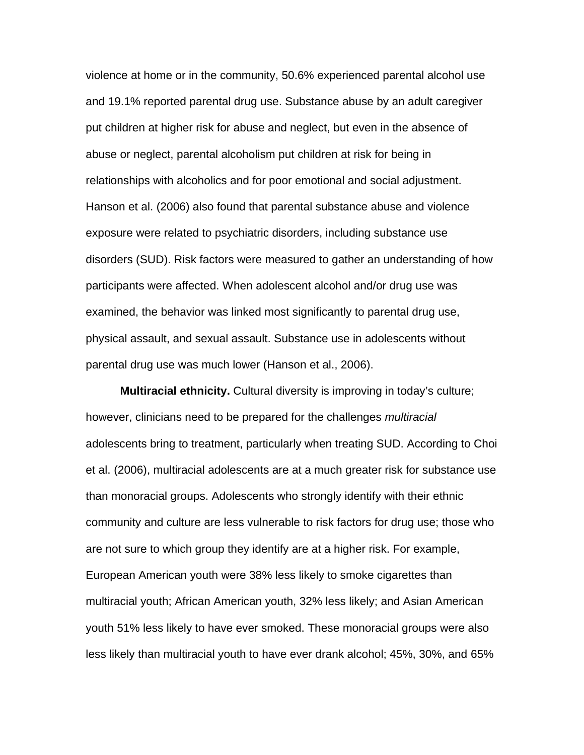violence at home or in the community, 50.6% experienced parental alcohol use and 19.1% reported parental drug use. Substance abuse by an adult caregiver put children at higher risk for abuse and neglect, but even in the absence of abuse or neglect, parental alcoholism put children at risk for being in relationships with alcoholics and for poor emotional and social adjustment. Hanson et al. (2006) also found that parental substance abuse and violence exposure were related to psychiatric disorders, including substance use disorders (SUD). Risk factors were measured to gather an understanding of how participants were affected. When adolescent alcohol and/or drug use was examined, the behavior was linked most significantly to parental drug use, physical assault, and sexual assault. Substance use in adolescents without parental drug use was much lower (Hanson et al., 2006).

**Multiracial ethnicity.** Cultural diversity is improving in today's culture; however, clinicians need to be prepared for the challenges *multiracial* adolescents bring to treatment, particularly when treating SUD. According to Choi et al. (2006), multiracial adolescents are at a much greater risk for substance use than monoracial groups. Adolescents who strongly identify with their ethnic community and culture are less vulnerable to risk factors for drug use; those who are not sure to which group they identify are at a higher risk. For example, European American youth were 38% less likely to smoke cigarettes than multiracial youth; African American youth, 32% less likely; and Asian American youth 51% less likely to have ever smoked. These monoracial groups were also less likely than multiracial youth to have ever drank alcohol; 45%, 30%, and 65%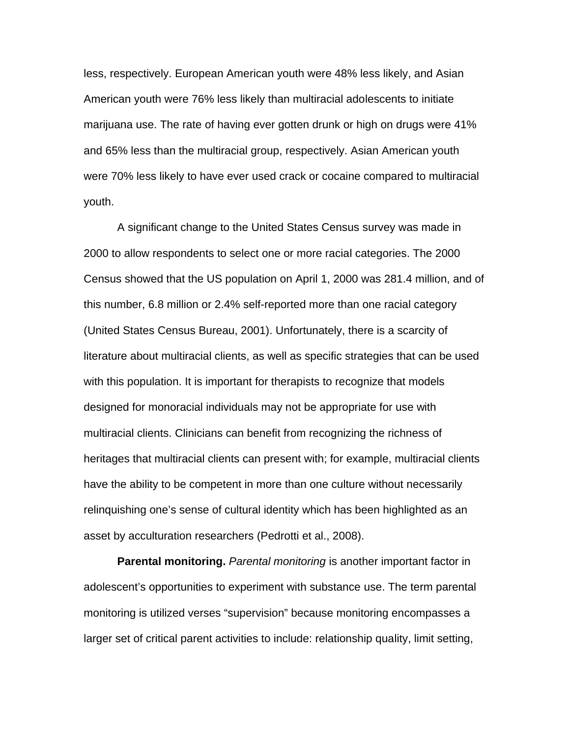less, respectively. European American youth were 48% less likely, and Asian American youth were 76% less likely than multiracial adolescents to initiate marijuana use. The rate of having ever gotten drunk or high on drugs were 41% and 65% less than the multiracial group, respectively. Asian American youth were 70% less likely to have ever used crack or cocaine compared to multiracial youth.

A significant change to the United States Census survey was made in 2000 to allow respondents to select one or more racial categories. The 2000 Census showed that the US population on April 1, 2000 was 281.4 million, and of this number, 6.8 million or 2.4% self-reported more than one racial category (United States Census Bureau, 2001). Unfortunately, there is a scarcity of literature about multiracial clients, as well as specific strategies that can be used with this population. It is important for therapists to recognize that models designed for monoracial individuals may not be appropriate for use with multiracial clients. Clinicians can benefit from recognizing the richness of heritages that multiracial clients can present with; for example, multiracial clients have the ability to be competent in more than one culture without necessarily relinquishing one's sense of cultural identity which has been highlighted as an asset by acculturation researchers (Pedrotti et al., 2008).

**Parental monitoring.** *Parental monitoring* is another important factor in adolescent's opportunities to experiment with substance use. The term parental monitoring is utilized verses "supervision" because monitoring encompasses a larger set of critical parent activities to include: relationship quality, limit setting,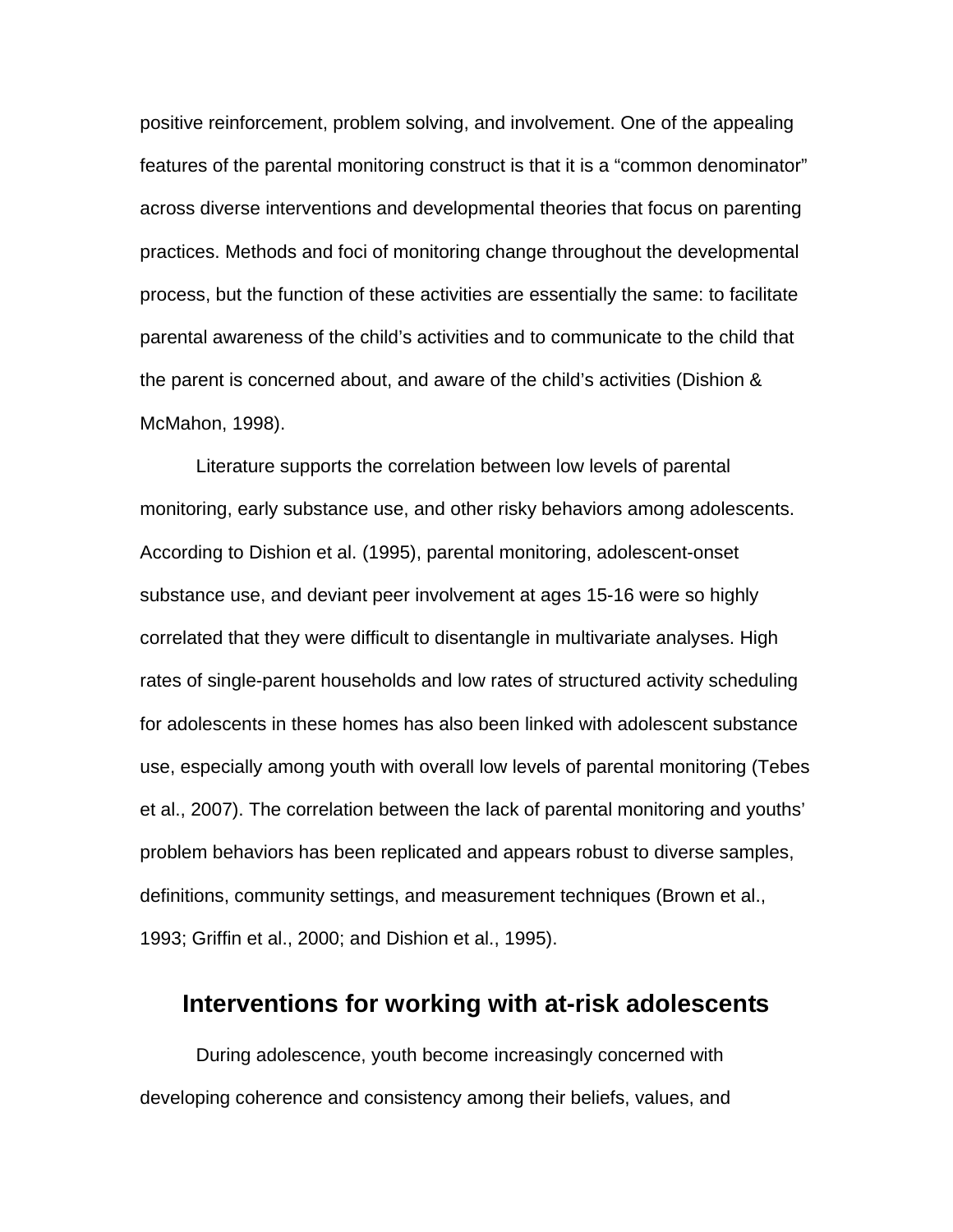positive reinforcement, problem solving, and involvement. One of the appealing features of the parental monitoring construct is that it is a “common denominator” across diverse interventions and developmental theories that focus on parenting practices. Methods and foci of monitoring change throughout the developmental process, but the function of these activities are essentially the same: to facilitate parental awareness of the child’s activities and to communicate to the child that the parent is concerned about, and aware of the child’s activities (Dishion & McMahon, 1998).

Literature supports the correlation between low levels of parental monitoring, early substance use, and other risky behaviors among adolescents. According to Dishion et al. (1995), parental monitoring, adolescent-onset substance use, and deviant peer involvement at ages 15-16 were so highly correlated that they were difficult to disentangle in multivariate analyses. High rates of single-parent households and low rates of structured activity scheduling for adolescents in these homes has also been linked with adolescent substance use, especially among youth with overall low levels of parental monitoring (Tebes et al., 2007). The correlation between the lack of parental monitoring and youths’ problem behaviors has been replicated and appears robust to diverse samples, definitions, community settings, and measurement techniques (Brown et al., 1993; Griffin et al., 2000; and Dishion et al., 1995).

## Interventions for working with at-risk adolescents

During adolescence, youth become increasingly concerned with developing coherence and consistency among their beliefs, values, and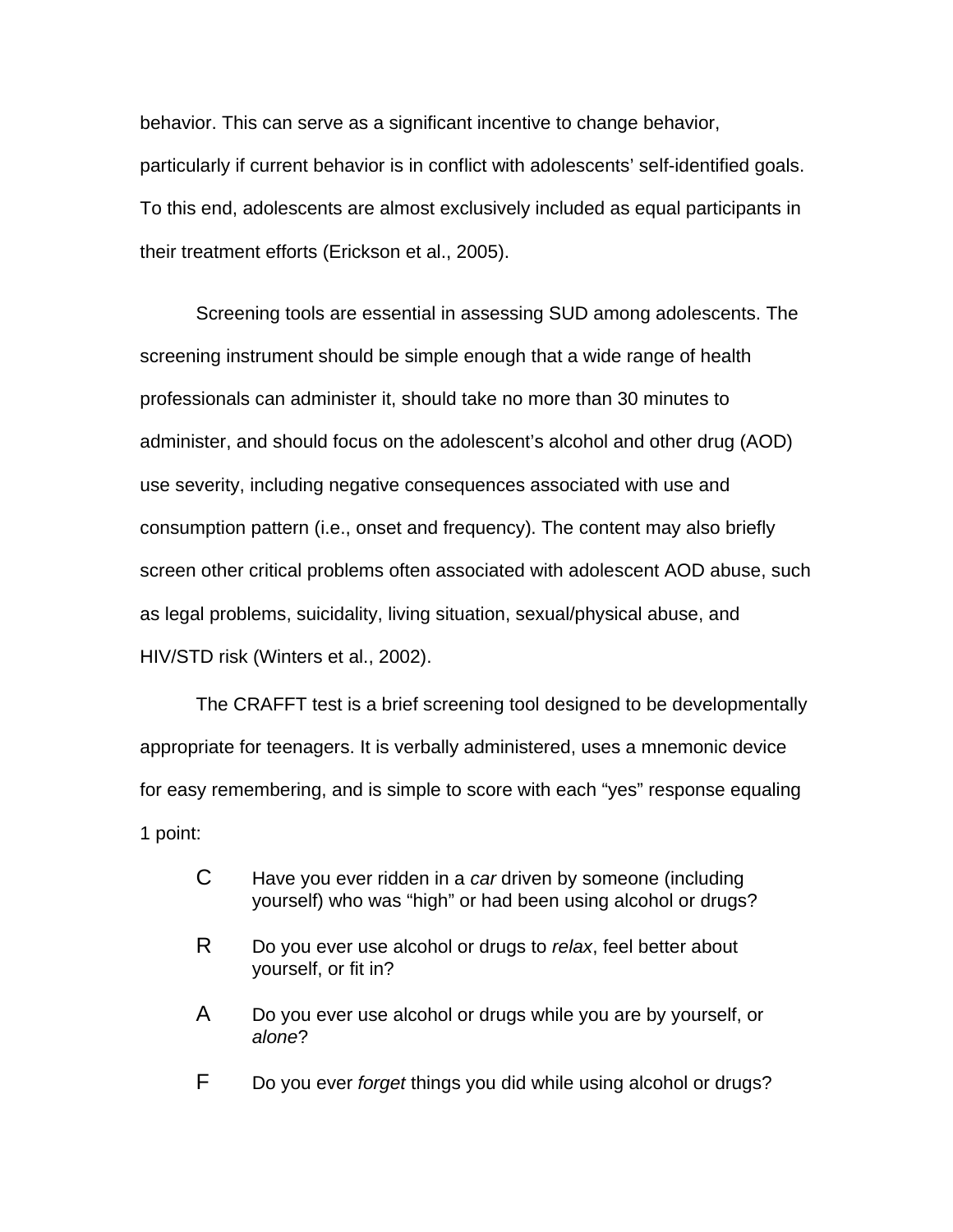behavior. This can serve as a significant incentive to change behavior, particularly if current behavior is in conflict with adolescents' self-identified goals. To this end, adolescents are almost exclusively included as equal participants in their treatment efforts (Erickson et al., 2005).

Screening tools are essential in assessing SUD among adolescents. The screening instrument should be simple enough that a wide range of health professionals can administer it, should take no more than 30 minutes to administer, and should focus on the adolescent's alcohol and other drug (AOD) use severity, including negative consequences associated with use and consumption pattern (i.e., onset and frequency). The content may also briefly screen other critical problems often associated with adolescent AOD abuse, such as legal problems, suicidality, living situation, sexual/physical abuse, and HIV/STD risk (Winters et al., 2002).

The CRAFFT test is a brief screening tool designed to be developmentally appropriate for teenagers. It is verbally administered, uses a mnemonic device for easy remembering, and is simple to score with each "yes" response equaling 1 point:

- **C** Have you ever ridden in a *car* driven by someone (including yourself) who was "high" or had been using alcohol or drugs?
- **R** Do you ever use alcohol or drugs to *relax*, feel better about yourself, or fit in?
- **A** Do you ever use alcohol or drugs while you are by yourself, or *alone*?
- **F** Do you ever *forget* things you did while using alcohol or drugs?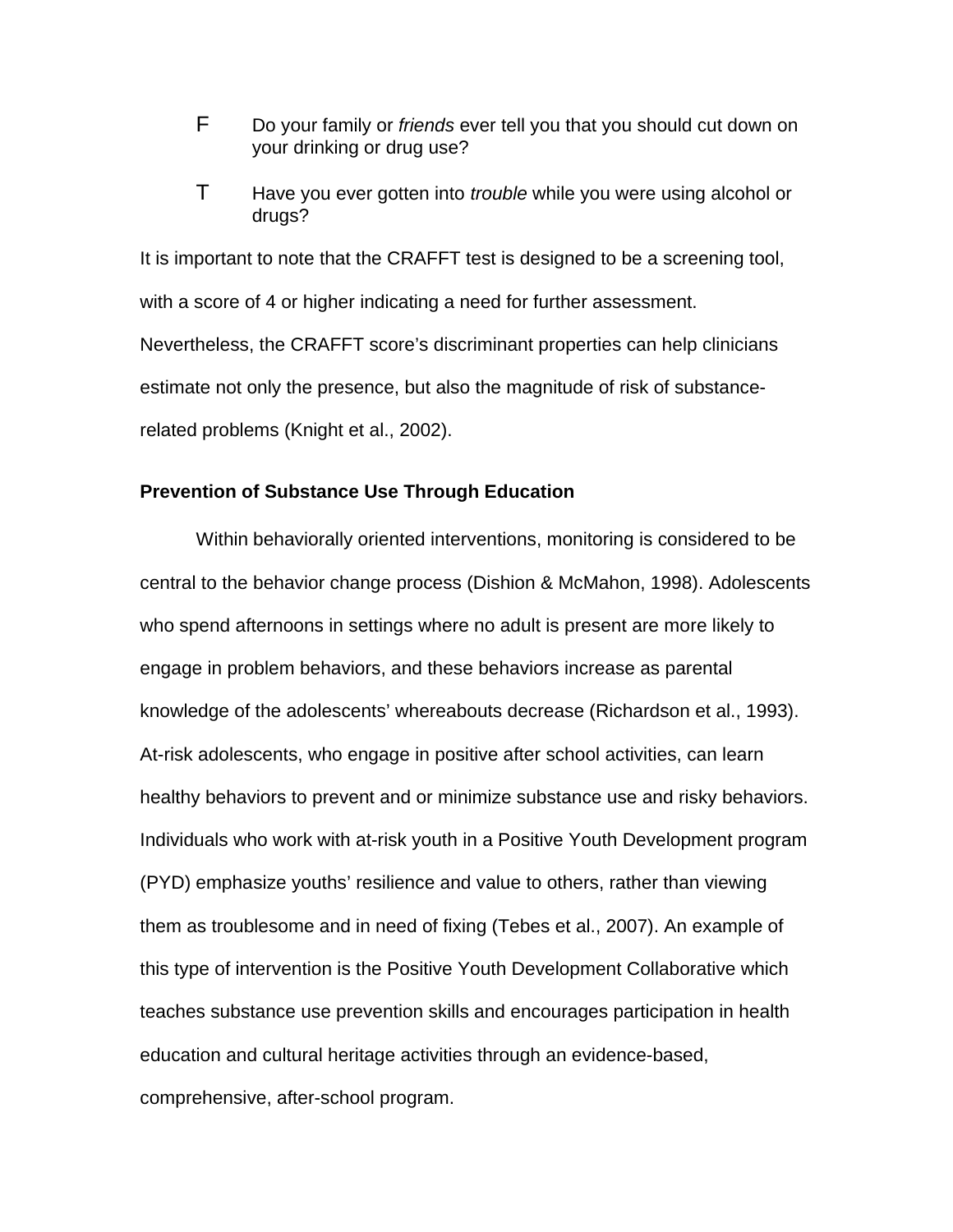F Do your family or *friends* ever tell you that you should cut down on your drinking or drug use?

T Have you ever gotten into *trouble* while you were using alcohol or drugs?

It is important to note that the CRAFFT test is designed to be a screening tool, with a score of 4 or higher indicating a need for further assessment. Nevertheless, the CRAFFT score's discriminant properties can help clinicians estimate not only the presence, but also the magnitude of risk of substance-related problems (Knight et al., 2002).

**Prevention of Substance Use Through Education**

Within behaviorally oriented interventions, monitoring is considered to be central to the behavior change process (Dishion & McMahon, 1998). Adolescents who spend afternoons in settings where no adult is present are more likely to engage in problem behaviors, and these behaviors increase as parental knowledge of the adolescents' whereabouts decrease (Richardson et al., 1993). At-risk adolescents, who engage in positive after school activities, can learn healthy behaviors to prevent and or minimize substance use and risky behaviors. Individuals who work with at-risk youth in a Positive Youth Development program (PYD) emphasize youths' resilience and value to others, rather than viewing them as troublesome and in need of fixing (Tebes et al., 2007). An example of this type of intervention is the Positive Youth Development Collaborative which teaches substance use prevention skills and encourages participation in health education and cultural heritage activities through an evidence-based, comprehensive, after-school program.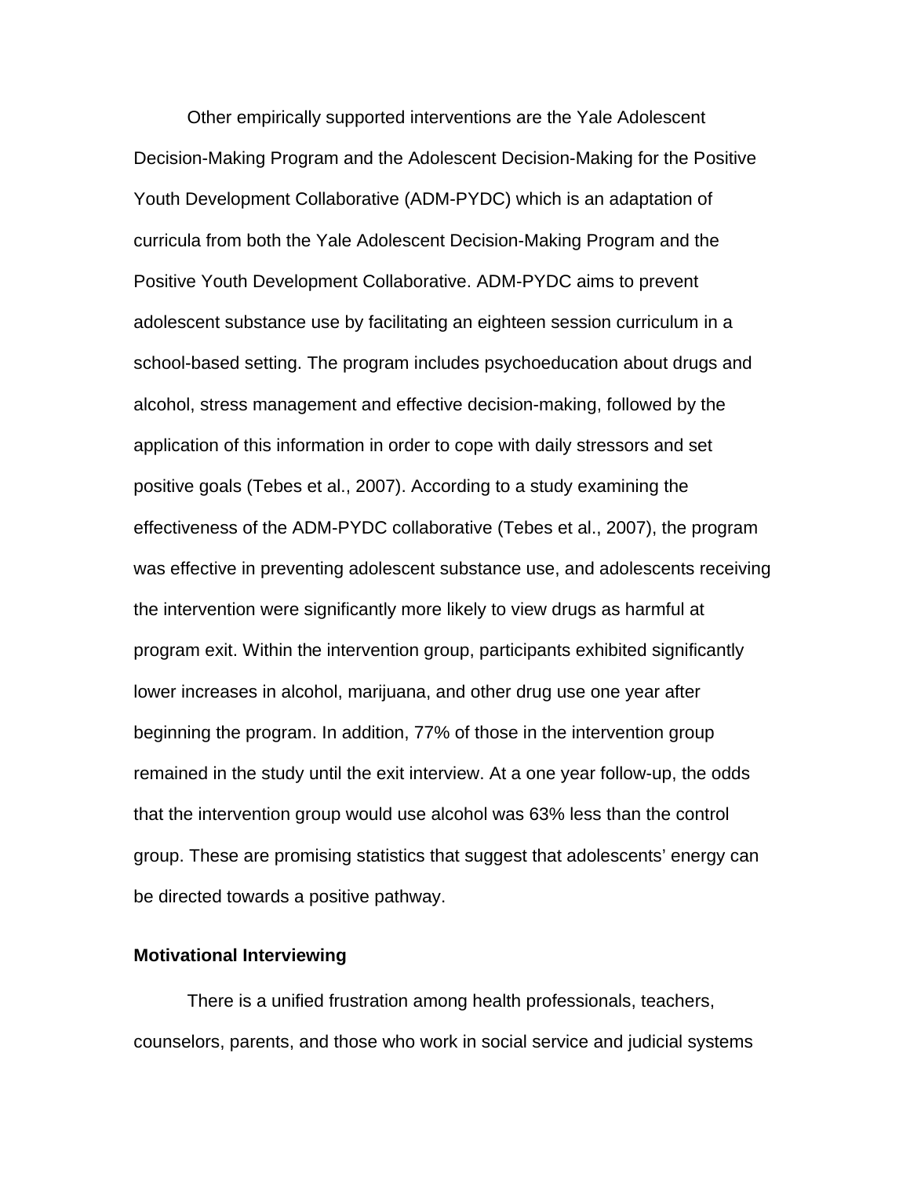Other empirically supported interventions are the Yale Adolescent Decision-Making Program and the Adolescent Decision-Making for the Positive Youth Development Collaborative (ADM-PYDC) which is an adaptation of curricula from both the Yale Adolescent Decision-Making Program and the Positive Youth Development Collaborative. ADM-PYDC aims to prevent adolescent substance use by facilitating an eighteen session curriculum in a school-based setting. The program includes psychoeducation about drugs and alcohol, stress management and effective decision-making, followed by the application of this information in order to cope with daily stressors and set positive goals (Tebes et al., 2007). According to a study examining the effectiveness of the ADM-PYDC collaborative (Tebes et al., 2007), the program was effective in preventing adolescent substance use, and adolescents receiving the intervention were significantly more likely to view drugs as harmful at program exit. Within the intervention group, participants exhibited significantly lower increases in alcohol, marijuana, and other drug use one year after beginning the program. In addition, 77% of those in the intervention group remained in the study until the exit interview. At a one year follow-up, the odds that the intervention group would use alcohol was 63% less than the control group. These are promising statistics that suggest that adolescents' energy can be directed towards a positive pathway.

**Motivational Interviewing**

There is a unified frustration among health professionals, teachers, counselors, parents, and those who work in social service and judicial systems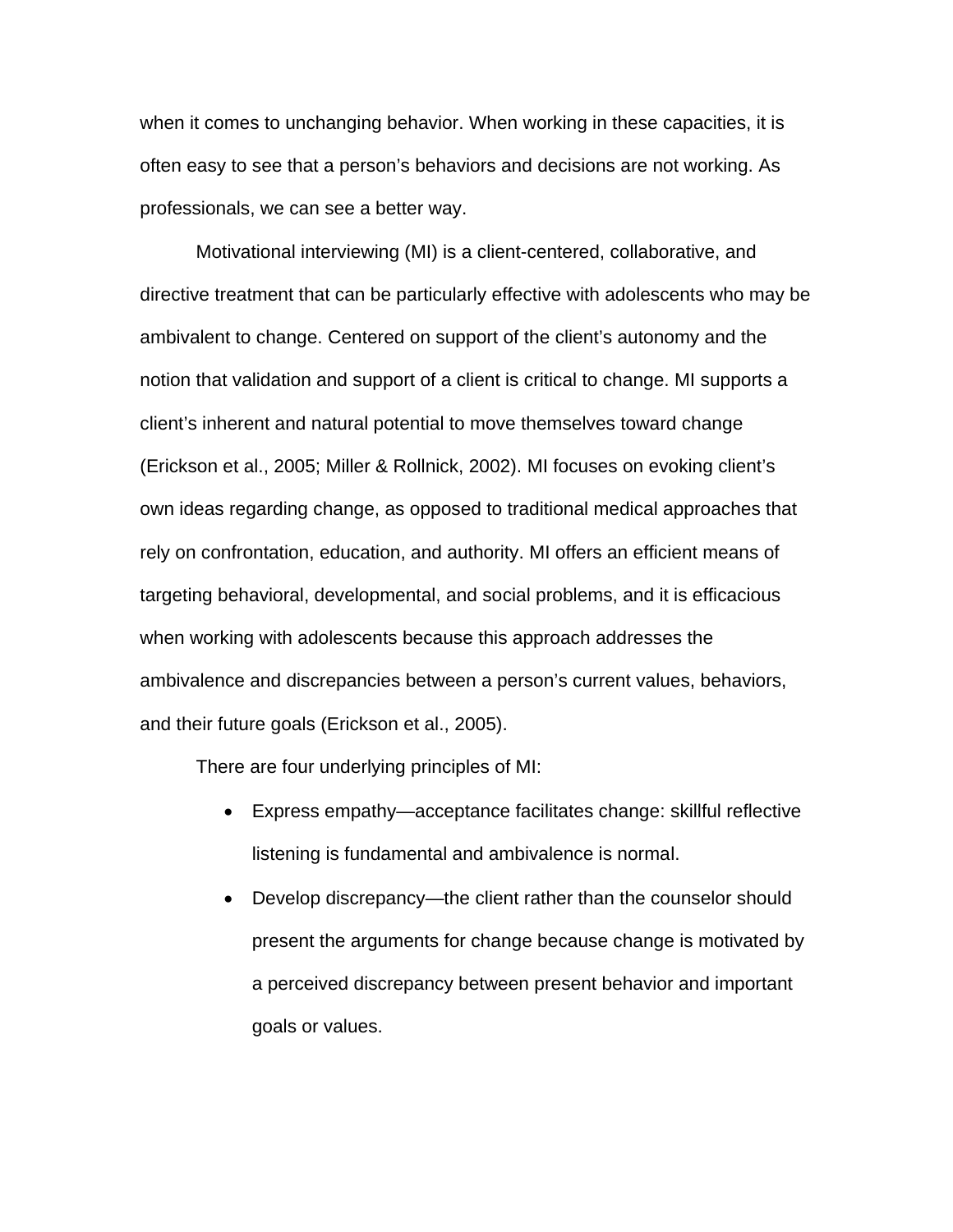when it comes to unchanging behavior. When working in these capacities, it is often easy to see that a person's behaviors and decisions are not working. As professionals, we can see a better way.

Motivational interviewing (MI) is a client-centered, collaborative, and directive treatment that can be particularly effective with adolescents who may be ambivalent to change. Centered on support of the client's autonomy and the notion that validation and support of a client is critical to change. MI supports a client's inherent and natural potential to move themselves toward change (Erickson et al., 2005; Miller & Rollnick, 2002). MI focuses on evoking client's own ideas regarding change, as opposed to traditional medical approaches that rely on confrontation, education, and authority. MI offers an efficient means of targeting behavioral, developmental, and social problems, and it is efficacious when working with adolescents because this approach addresses the ambivalence and discrepancies between a person's current values, behaviors, and their future goals (Erickson et al., 2005).

There are four underlying principles of MI:

- Express empathy—acceptance facilitates change: skillful reflective listening is fundamental and ambivalence is normal.
- Develop discrepancy—the client rather than the counselor should present the arguments for change because change is motivated by a perceived discrepancy between present behavior and important goals or values.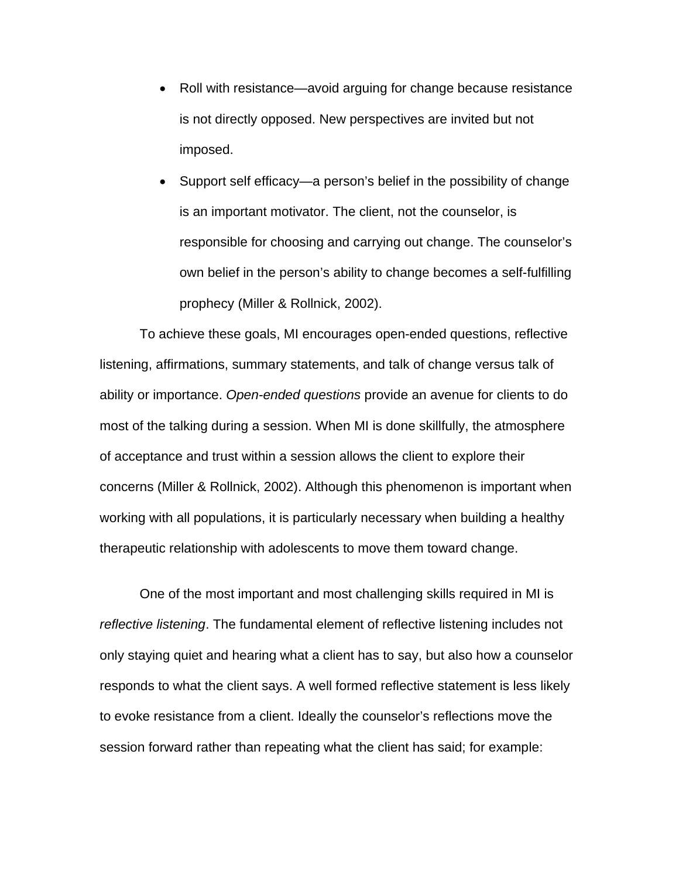- Roll with resistance—avoid arguing for change because resistance is not directly opposed. New perspectives are invited but not imposed.
- Support self efficacy—a person's belief in the possibility of change is an important motivator. The client, not the counselor, is responsible for choosing and carrying out change. The counselor's own belief in the person's ability to change becomes a self-fulfilling prophecy (Miller & Rollnick, 2002).

To achieve these goals, MI encourages open-ended questions, reflective listening, affirmations, summary statements, and talk of change versus talk of ability or importance. *Open-ended questions* provide an avenue for clients to do most of the talking during a session. When MI is done skillfully, the atmosphere of acceptance and trust within a session allows the client to explore their concerns (Miller & Rollnick, 2002). Although this phenomenon is important when working with all populations, it is particularly necessary when building a healthy therapeutic relationship with adolescents to move them toward change.

One of the most important and most challenging skills required in MI is *reflective listening*. The fundamental element of reflective listening includes not only staying quiet and hearing what a client has to say, but also how a counselor responds to what the client says. A well formed reflective statement is less likely to evoke resistance from a client. Ideally the counselor's reflections move the session forward rather than repeating what the client has said; for example: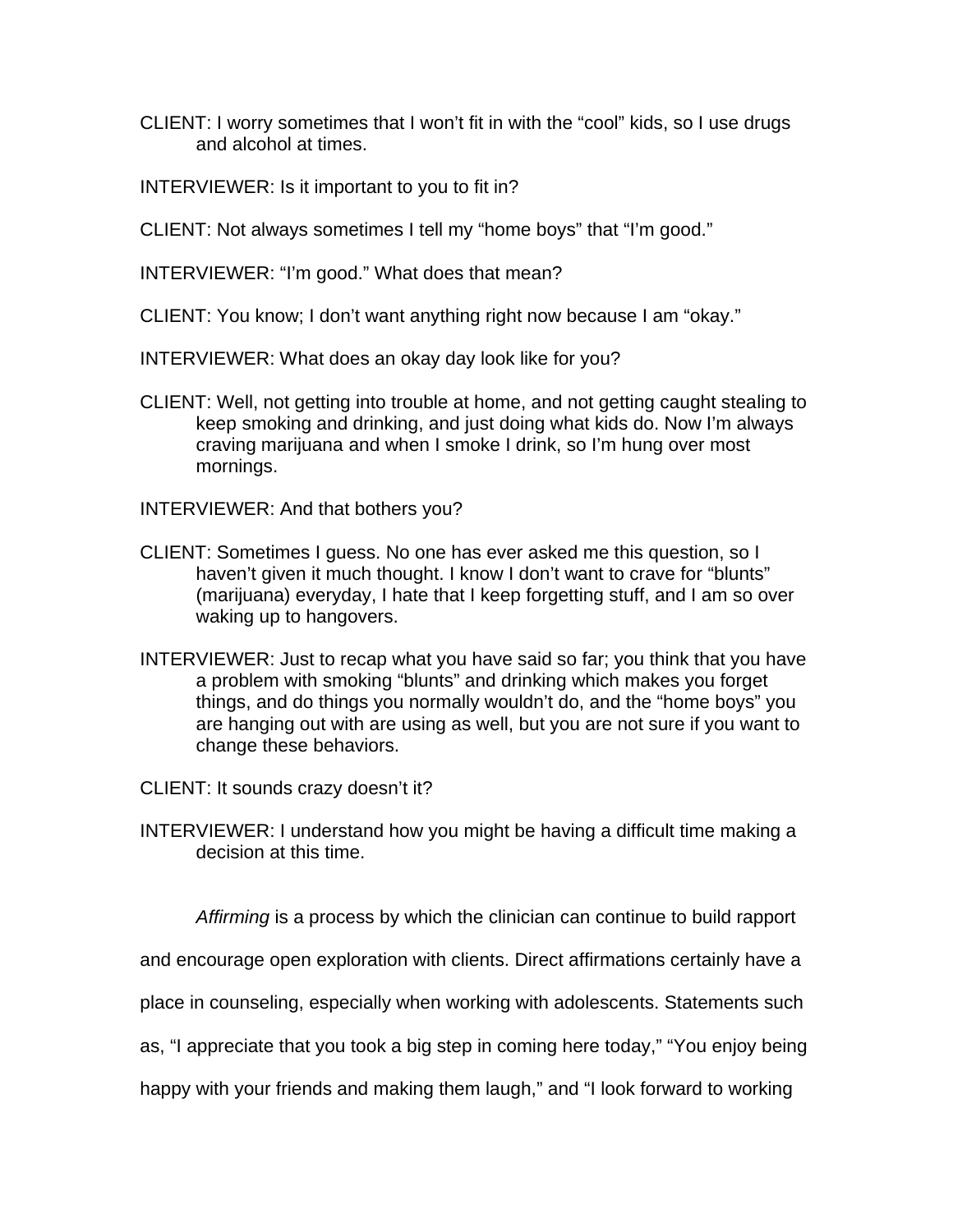CLIENT: I worry sometimes that I won't fit in with the "cool" kids, so I use drugs and alcohol at times.

INTERVIEWER: Is it important to you to fit in?

CLIENT: Not always sometimes I tell my "home boys" that "I'm good."

INTERVIEWER: "I'm good." What does that mean?

CLIENT: You know; I don't want anything right now because I am "okay."

INTERVIEWER: What does an okay day look like for you?

CLIENT: Well, not getting into trouble at home, and not getting caught stealing to keep smoking and drinking, and just doing what kids do. Now I'm always craving marijuana and when I smoke I drink, so I'm hung over most mornings.

INTERVIEWER: And that bothers you?

CLIENT: Sometimes I guess. No one has ever asked me this question, so I haven't given it much thought. I know I don't want to crave for "blunts" (marijuana) everyday, I hate that I keep forgetting stuff, and I am so over waking up to hangovers.

INTERVIEWER: Just to recap what you have said so far; you think that you have a problem with smoking "blunts" and drinking which makes you forget things, and do things you normally wouldn't do, and the "home boys" you are hanging out with are using as well, but you are not sure if you want to change these behaviors.

CLIENT: It sounds crazy doesn't it?

INTERVIEWER: I understand how you might be having a difficult time making a decision at this time.

*Affirming* is a process by which the clinician can continue to build rapport and encourage open exploration with clients. Direct affirmations certainly have a place in counseling, especially when working with adolescents. Statements such as, "I appreciate that you took a big step in coming here today," "You enjoy being happy with your friends and making them laugh," and "I look forward to working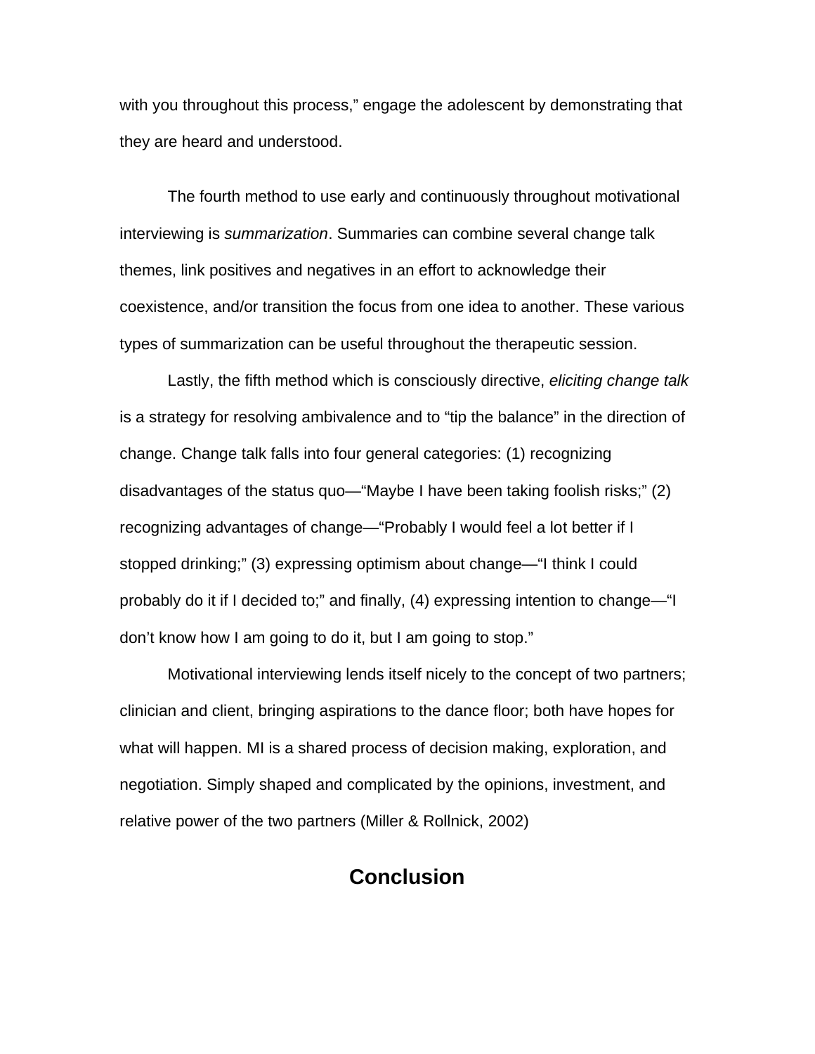with you throughout this process," engage the adolescent by demonstrating that they are heard and understood.

The fourth method to use early and continuously throughout motivational interviewing is *summarization*. Summaries can combine several change talk themes, link positives and negatives in an effort to acknowledge their coexistence, and/or transition the focus from one idea to another. These various types of summarization can be useful throughout the therapeutic session.

Lastly, the fifth method which is consciously directive, *eliciting change talk* is a strategy for resolving ambivalence and to "tip the balance" in the direction of change. Change talk falls into four general categories: (1) recognizing disadvantages of the status quo—"Maybe I have been taking foolish risks;" (2) recognizing advantages of change—"Probably I would feel a lot better if I stopped drinking;" (3) expressing optimism about change—"I think I could probably do it if I decided to;" and finally, (4) expressing intention to change—"I don't know how I am going to do it, but I am going to stop."

Motivational interviewing lends itself nicely to the concept of two partners; clinician and client, bringing aspirations to the dance floor; both have hopes for what will happen. MI is a shared process of decision making, exploration, and negotiation. Simply shaped and complicated by the opinions, investment, and relative power of the two partners (Miller & Rollnick, 2002)

## Conclusion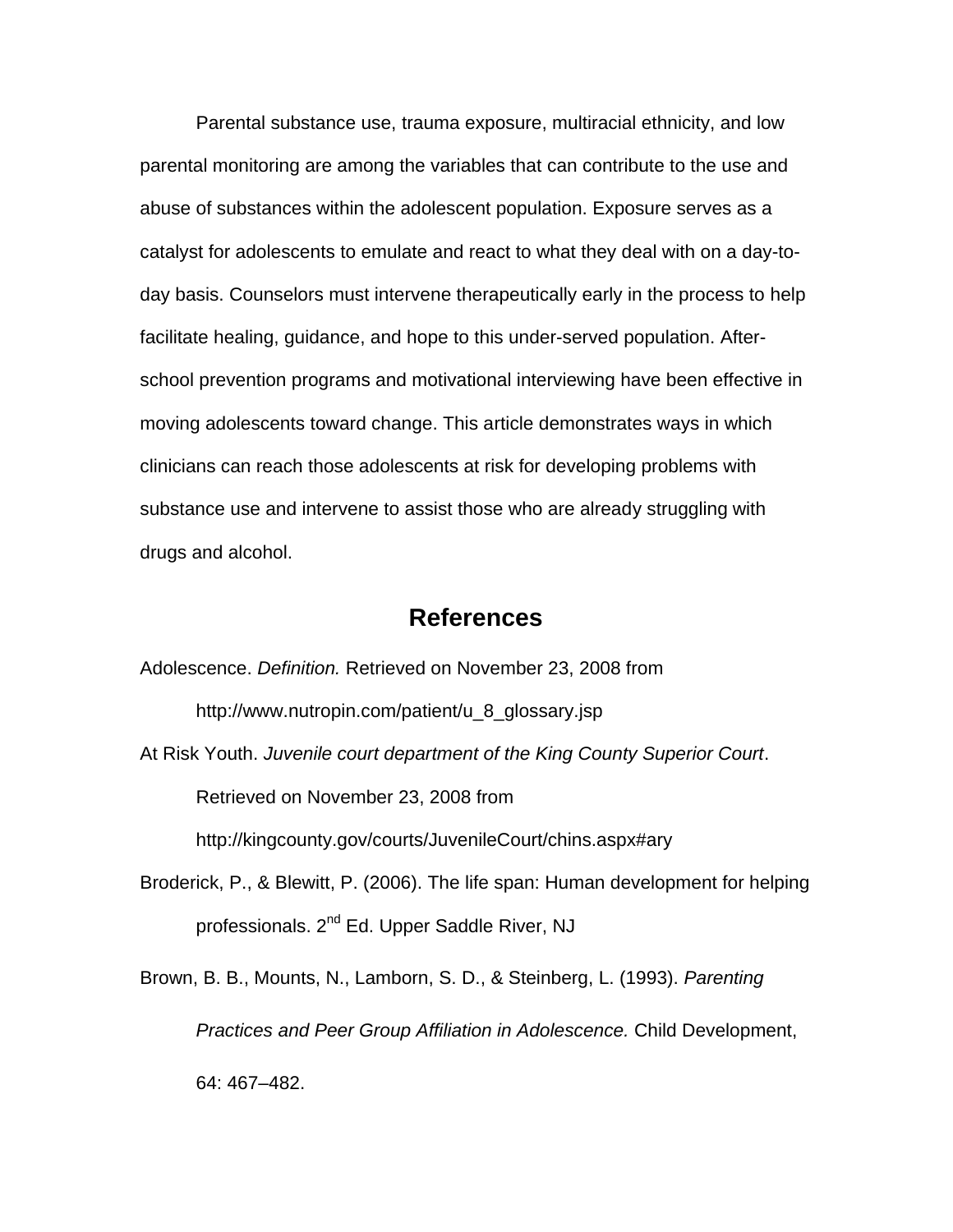Parental substance use, trauma exposure, multiracial ethnicity, and low parental monitoring are among the variables that can contribute to the use and abuse of substances within the adolescent population. Exposure serves as a catalyst for adolescents to emulate and react to what they deal with on a day-to-day basis. Counselors must intervene therapeutically early in the process to help facilitate healing, guidance, and hope to this under-served population. After-school prevention programs and motivational interviewing have been effective in moving adolescents toward change. This article demonstrates ways in which clinicians can reach those adolescents at risk for developing problems with substance use and intervene to assist those who are already struggling with drugs and alcohol.

## References

Adolescence. *Definition.* Retrieved on November 23, 2008 from http://www.nutropin.com/patient/u_8_glossary.jsp

At Risk Youth. *Juvenile court department of the King County Superior Court*. Retrieved on November 23, 2008 from http://kingcounty.gov/courts/JuvenileCourt/chins.aspx#ary

Broderick, P., & Blewitt, P. (2006). The life span: Human development for helping professionals. 2nd Ed. Upper Saddle River, NJ

Brown, B. B., Mounts, N., Lamborn, S. D., & Steinberg, L. (1993). *Parenting Practices and Peer Group Affiliation in Adolescence.* Child Development, 64: 467–482.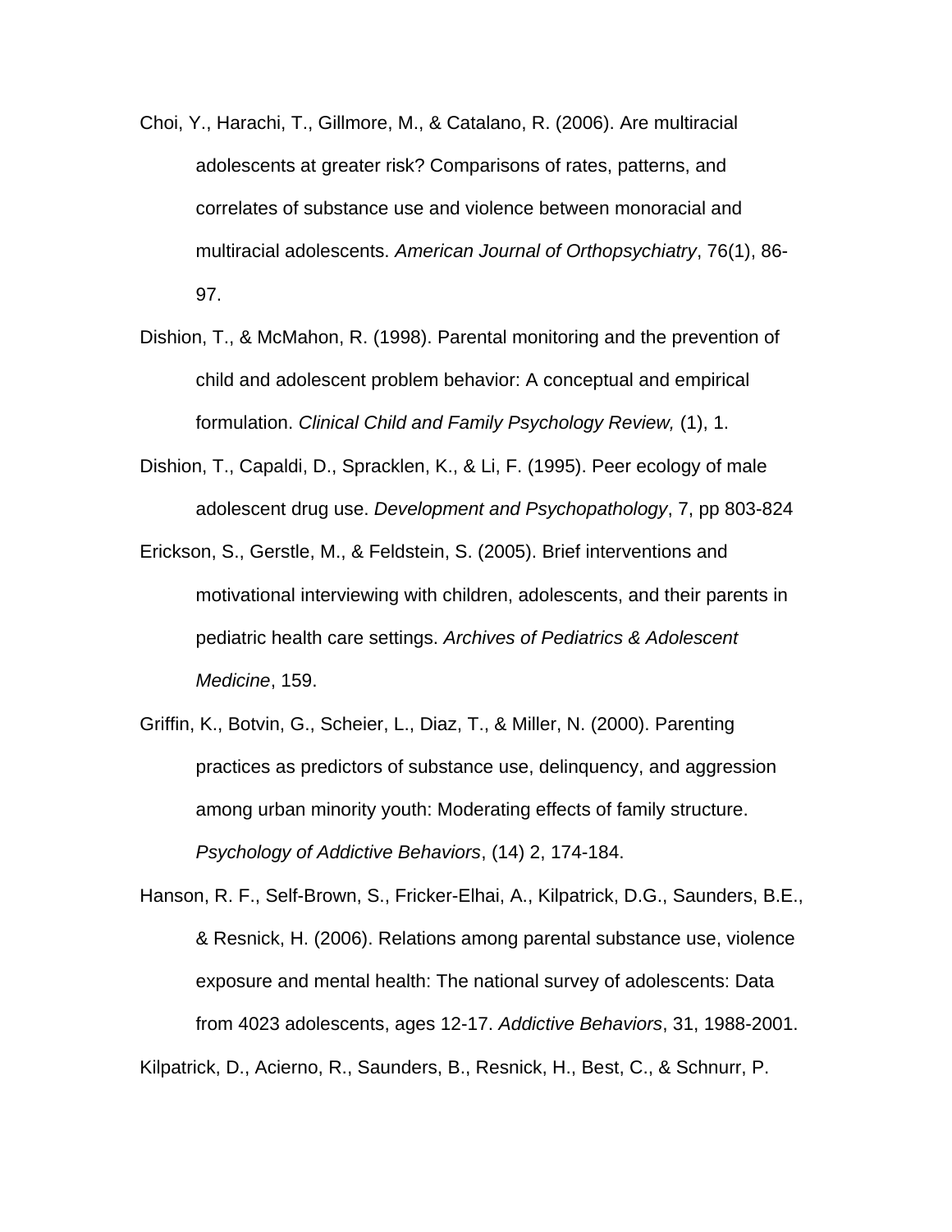Choi, Y., Harachi, T., Gillmore, M., & Catalano, R. (2006). Are multiracial adolescents at greater risk? Comparisons of rates, patterns, and correlates of substance use and violence between monoracial and multiracial adolescents. *American Journal of Orthopsychiatry*, 76(1), 86-97.

Dishion, T., & McMahon, R. (1998). Parental monitoring and the prevention of child and adolescent problem behavior: A conceptual and empirical formulation. *Clinical Child and Family Psychology Review,* (1), 1.

Dishion, T., Capaldi, D., Spracklen, K., & Li, F. (1995). Peer ecology of male adolescent drug use. *Development and Psychopathology*, 7, pp 803-824

Erickson, S., Gerstle, M., & Feldstein, S. (2005). Brief interventions and motivational interviewing with children, adolescents, and their parents in pediatric health care settings. *Archives of Pediatrics & Adolescent Medicine*, 159.

Griffin, K., Botvin, G., Scheier, L., Diaz, T., & Miller, N. (2000). Parenting practices as predictors of substance use, delinquency, and aggression among urban minority youth: Moderating effects of family structure. *Psychology of Addictive Behaviors*, (14) 2, 174-184.

Hanson, R. F., Self-Brown, S., Fricker-Elhai, A., Kilpatrick, D.G., Saunders, B.E., & Resnick, H. (2006). Relations among parental substance use, violence exposure and mental health: The national survey of adolescents: Data from 4023 adolescents, ages 12-17. *Addictive Behaviors*, 31, 1988-2001.

Kilpatrick, D., Acierno, R., Saunders, B., Resnick, H., Best, C., & Schnurr, P.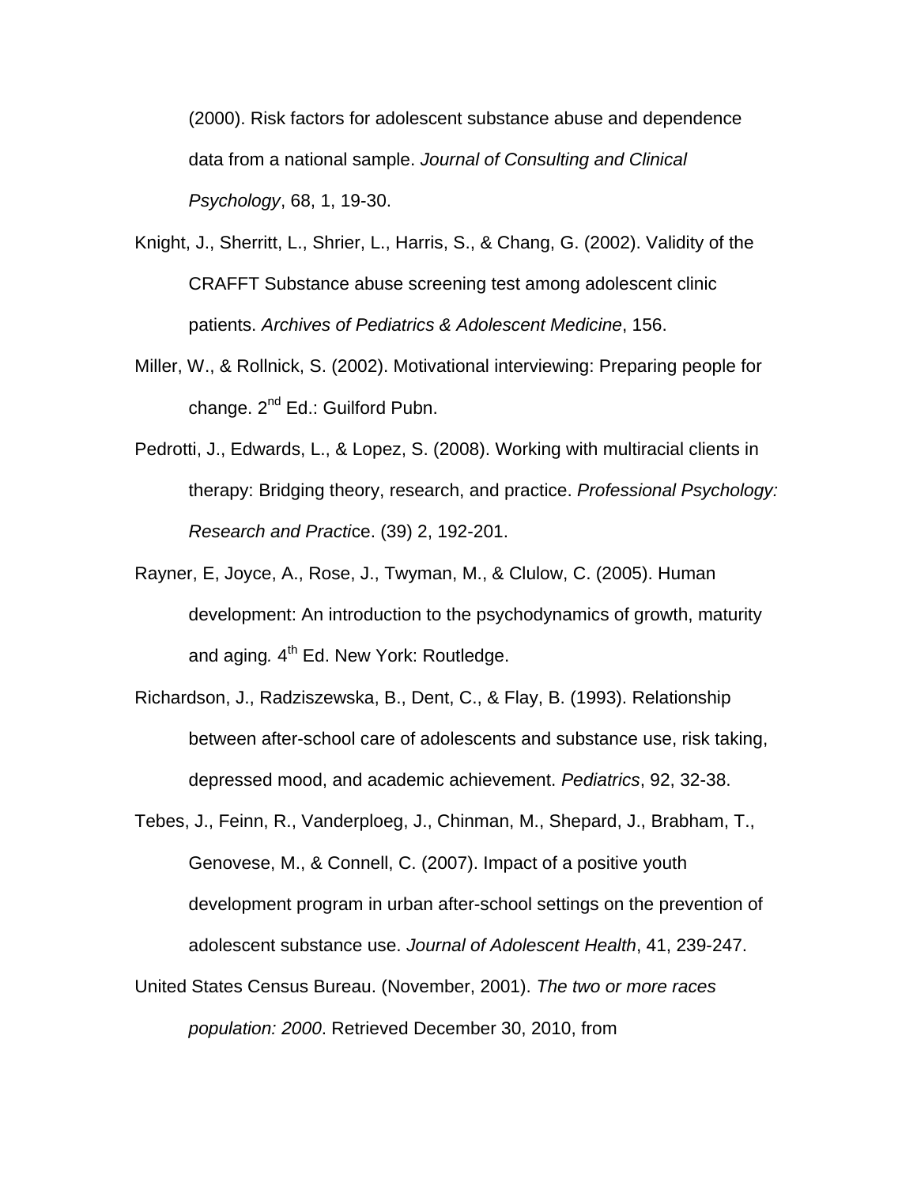(2000). Risk factors for adolescent substance abuse and dependence data from a national sample. *Journal of Consulting and Clinical Psychology*, 68, 1, 19-30.

Knight, J., Sherritt, L., Shrier, L., Harris, S., & Chang, G. (2002). Validity of the CRAFFT Substance abuse screening test among adolescent clinic patients. *Archives of Pediatrics & Adolescent Medicine*, 156.

Miller, W., & Rollnick, S. (2002). Motivational interviewing: Preparing people for change. 2nd Ed.: Guilford Pubn.

Pedrotti, J., Edwards, L., & Lopez, S. (2008). Working with multiracial clients in therapy: Bridging theory, research, and practice. *Professional Psychology: Research and Practic*e. (39) 2, 192-201.

Rayner, E, Joyce, A., Rose, J., Twyman, M., & Clulow, C. (2005). Human development: An introduction to the psychodynamics of growth, maturity and aging*.* 4th Ed. New York: Routledge.

Richardson, J., Radziszewska, B., Dent, C., & Flay, B. (1993). Relationship between after-school care of adolescents and substance use, risk taking, depressed mood, and academic achievement. *Pediatrics*, 92, 32-38.

Tebes, J., Feinn, R., Vanderploeg, J., Chinman, M., Shepard, J., Brabham, T., Genovese, M., & Connell, C. (2007). Impact of a positive youth development program in urban after-school settings on the prevention of adolescent substance use. *Journal of Adolescent Health*, 41, 239-247.

United States Census Bureau. (November, 2001). *The two or more races population: 2000*. Retrieved December 30, 2010, from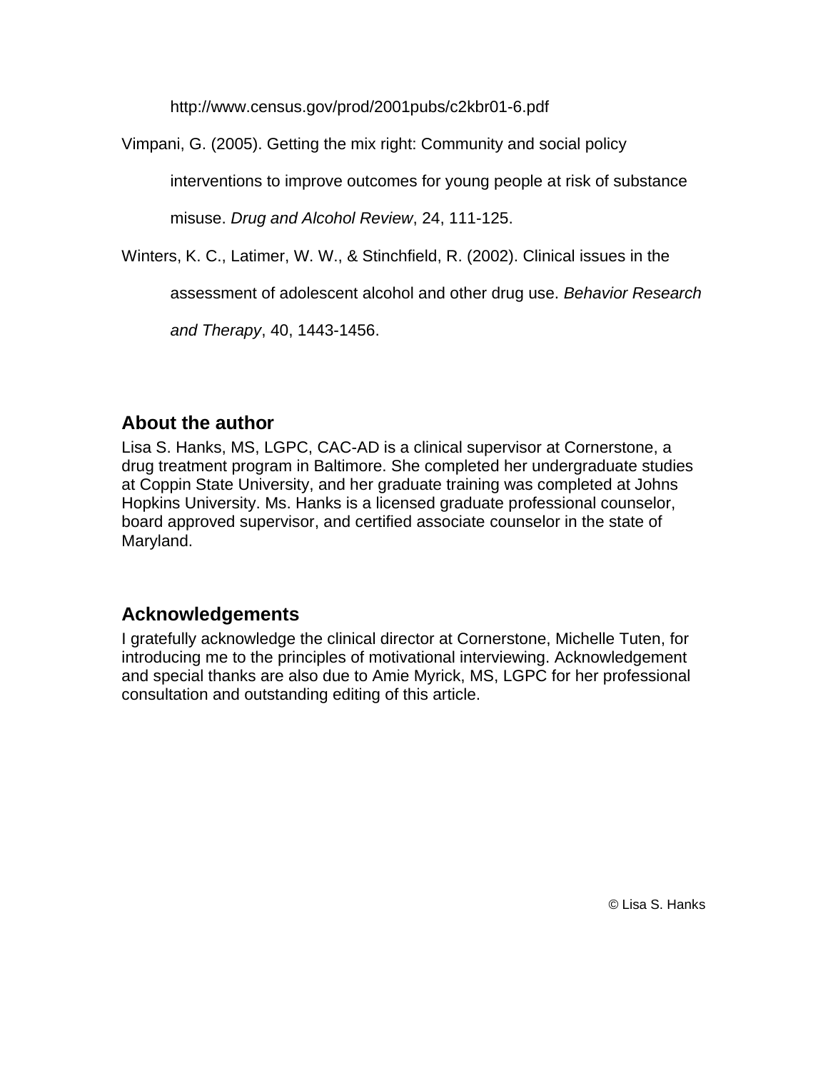http://www.census.gov/prod/2001pubs/c2kbr01-6.pdf

Vimpani, G. (2005). Getting the mix right: Community and social policy interventions to improve outcomes for young people at risk of substance misuse. *Drug and Alcohol Review*, 24, 111-125.

Winters, K. C., Latimer, W. W., & Stinchfield, R. (2002). Clinical issues in the assessment of adolescent alcohol and other drug use. *Behavior Research and Therapy*, 40, 1443-1456.

## About the author

Lisa S. Hanks, MS, LGPC, CAC-AD is a clinical supervisor at Cornerstone, a drug treatment program in Baltimore. She completed her undergraduate studies at Coppin State University, and her graduate training was completed at Johns Hopkins University. Ms. Hanks is a licensed graduate professional counselor, board approved supervisor, and certified associate counselor in the state of Maryland.

## Acknowledgements

I gratefully acknowledge the clinical director at Cornerstone, Michelle Tuten, for introducing me to the principles of motivational interviewing. Acknowledgement and special thanks are also due to Amie Myrick, MS, LGPC for her professional consultation and outstanding editing of this article.

© Lisa S. Hanks